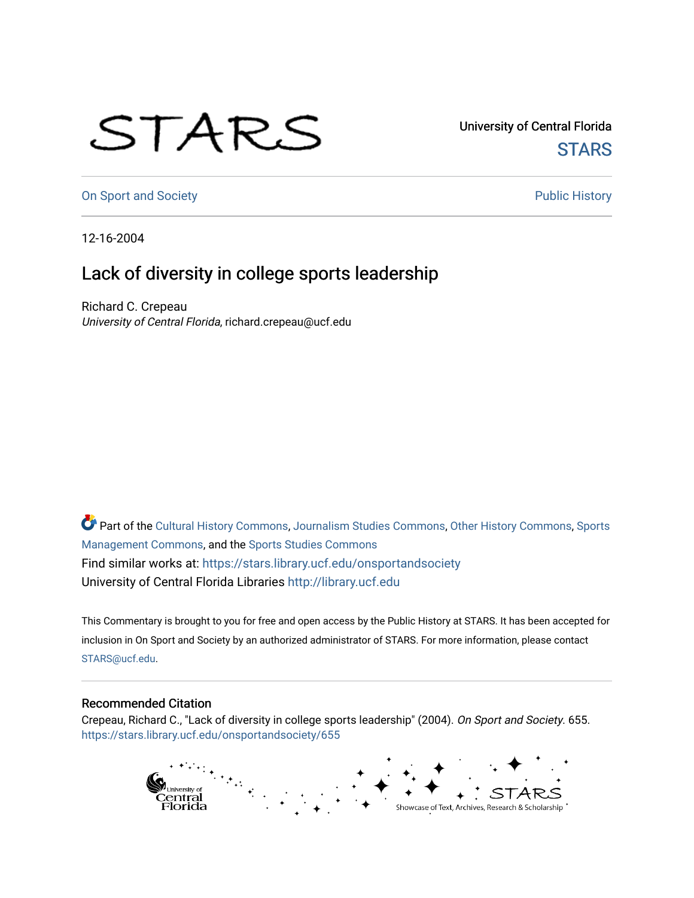University of Central Florida

STARS

On Sport and Society

Public History

12-16-2004

# Lack of diversity in college sports leadership

Richard C. Crepeau

*University of Central Florida*, richard.crepeau@ucf.edu

Part of the Cultural History Commons, Journalism Studies Commons, Other History Commons, Sports Management Commons, and the Sports Studies Commons

Find similar works at: https://stars.library.ucf.edu/onsportandsociety

University of Central Florida Libraries http://library.ucf.edu

This Commentary is brought to you for free and open access by the Public History at STARS. It has been accepted for inclusion in On Sport and Society by an authorized administrator of STARS. For more information, please contact STARS@ucf.edu.

## Recommended Citation

Crepeau, Richard C., "Lack of diversity in college sports leadership" (2004). *On Sport and Society*. 655. https://stars.library.ucf.edu/onsportandsociety/655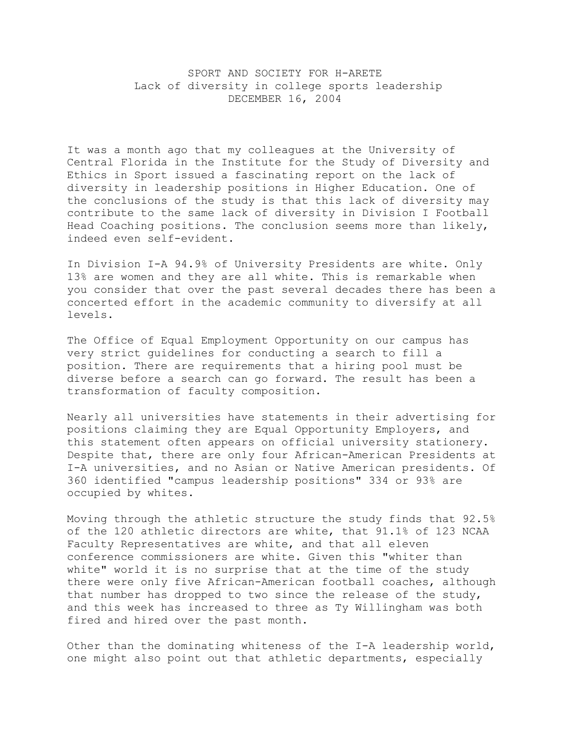SPORT AND SOCIETY FOR H-ARETE
Lack of diversity in college sports leadership
DECEMBER 16, 2004

It was a month ago that my colleagues at the University of Central Florida in the Institute for the Study of Diversity and Ethics in Sport issued a fascinating report on the lack of diversity in leadership positions in Higher Education. One of the conclusions of the study is that this lack of diversity may contribute to the same lack of diversity in Division I Football Head Coaching positions. The conclusion seems more than likely, indeed even self-evident.

In Division I-A 94.9% of University Presidents are white. Only 13% are women and they are all white. This is remarkable when you consider that over the past several decades there has been a concerted effort in the academic community to diversify at all levels.

The Office of Equal Employment Opportunity on our campus has very strict guidelines for conducting a search to fill a position. There are requirements that a hiring pool must be diverse before a search can go forward. The result has been a transformation of faculty composition.

Nearly all universities have statements in their advertising for positions claiming they are Equal Opportunity Employers, and this statement often appears on official university stationery. Despite that, there are only four African-American Presidents at I-A universities, and no Asian or Native American presidents. Of 360 identified "campus leadership positions" 334 or 93% are occupied by whites.

Moving through the athletic structure the study finds that 92.5% of the 120 athletic directors are white, that 91.1% of 123 NCAA Faculty Representatives are white, and that all eleven conference commissioners are white. Given this "whiter than white" world it is no surprise that at the time of the study there were only five African-American football coaches, although that number has dropped to two since the release of the study, and this week has increased to three as Ty Willingham was both fired and hired over the past month.

Other than the dominating whiteness of the I-A leadership world, one might also point out that athletic departments, especially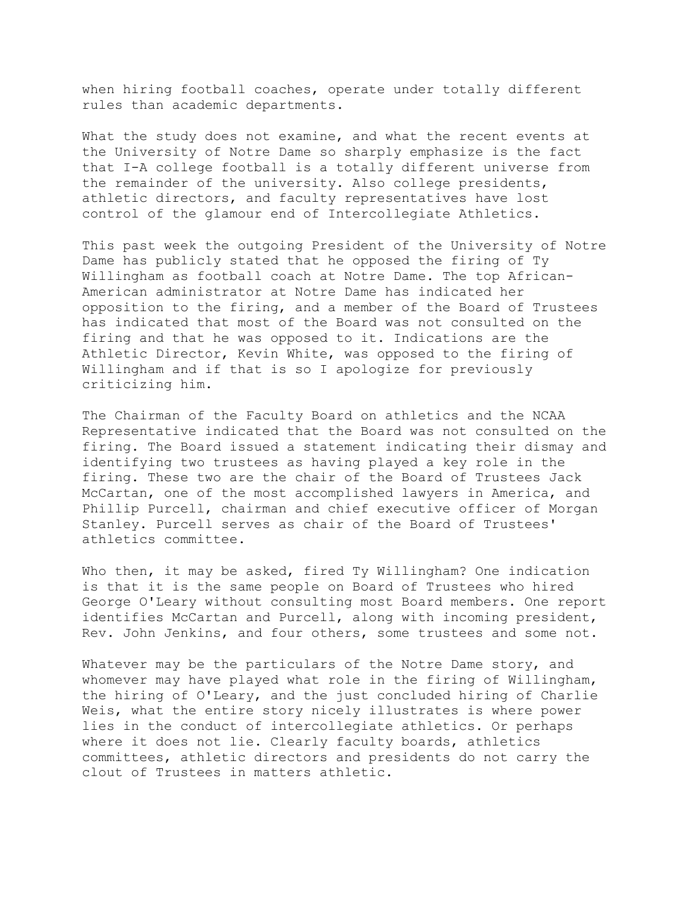when hiring football coaches, operate under totally different rules than academic departments.

What the study does not examine, and what the recent events at the University of Notre Dame so sharply emphasize is the fact that I-A college football is a totally different universe from the remainder of the university. Also college presidents, athletic directors, and faculty representatives have lost control of the glamour end of Intercollegiate Athletics.

This past week the outgoing President of the University of Notre Dame has publicly stated that he opposed the firing of Ty Willingham as football coach at Notre Dame. The top African-American administrator at Notre Dame has indicated her opposition to the firing, and a member of the Board of Trustees has indicated that most of the Board was not consulted on the firing and that he was opposed to it. Indications are the Athletic Director, Kevin White, was opposed to the firing of Willingham and if that is so I apologize for previously criticizing him.

The Chairman of the Faculty Board on athletics and the NCAA Representative indicated that the Board was not consulted on the firing. The Board issued a statement indicating their dismay and identifying two trustees as having played a key role in the firing. These two are the chair of the Board of Trustees Jack McCartan, one of the most accomplished lawyers in America, and Phillip Purcell, chairman and chief executive officer of Morgan Stanley. Purcell serves as chair of the Board of Trustees' athletics committee.

Who then, it may be asked, fired Ty Willingham? One indication is that it is the same people on Board of Trustees who hired George O'Leary without consulting most Board members. One report identifies McCartan and Purcell, along with incoming president, Rev. John Jenkins, and four others, some trustees and some not.

Whatever may be the particulars of the Notre Dame story, and whomever may have played what role in the firing of Willingham, the hiring of O'Leary, and the just concluded hiring of Charlie Weis, what the entire story nicely illustrates is where power lies in the conduct of intercollegiate athletics. Or perhaps where it does not lie. Clearly faculty boards, athletics committees, athletic directors and presidents do not carry the clout of Trustees in matters athletic.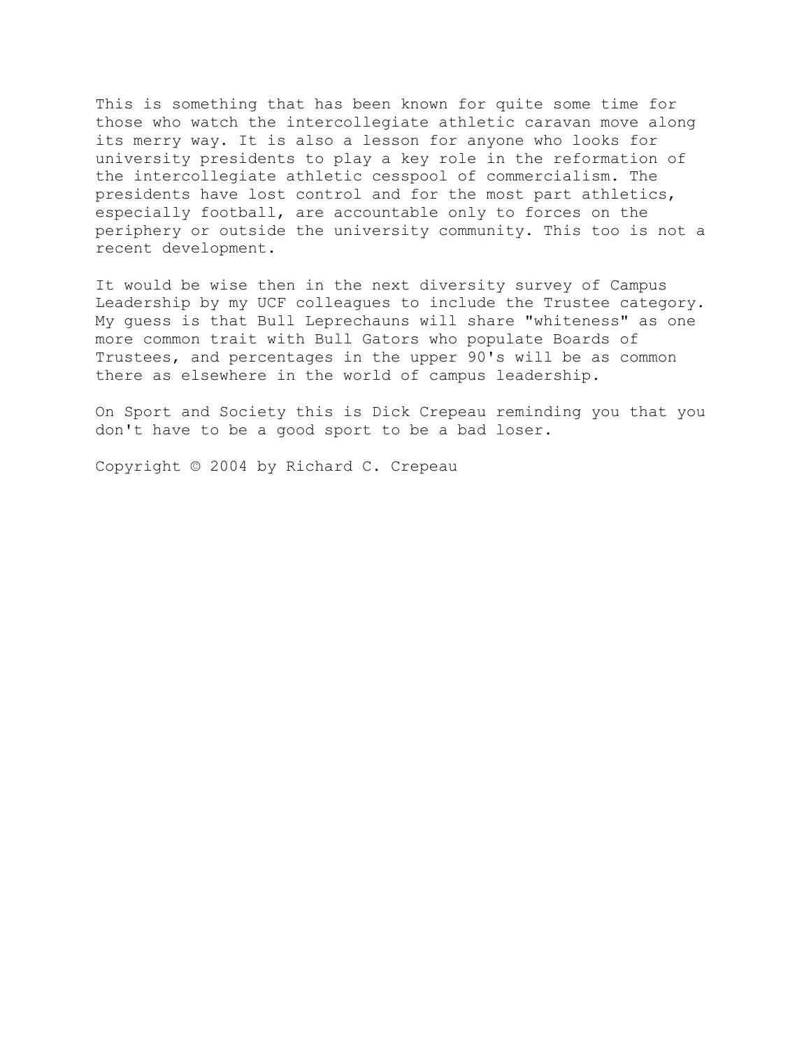This is something that has been known for quite some time for those who watch the intercollegiate athletic caravan move along its merry way. It is also a lesson for anyone who looks for university presidents to play a key role in the reformation of the intercollegiate athletic cesspool of commercialism. The presidents have lost control and for the most part athletics, especially football, are accountable only to forces on the periphery or outside the university community. This too is not a recent development.

It would be wise then in the next diversity survey of Campus Leadership by my UCF colleagues to include the Trustee category. My guess is that Bull Leprechauns will share "whiteness" as one more common trait with Bull Gators who populate Boards of Trustees, and percentages in the upper 90's will be as common there as elsewhere in the world of campus leadership.

On Sport and Society this is Dick Crepeau reminding you that you don't have to be a good sport to be a bad loser.

Copyright © 2004 by Richard C. Crepeau